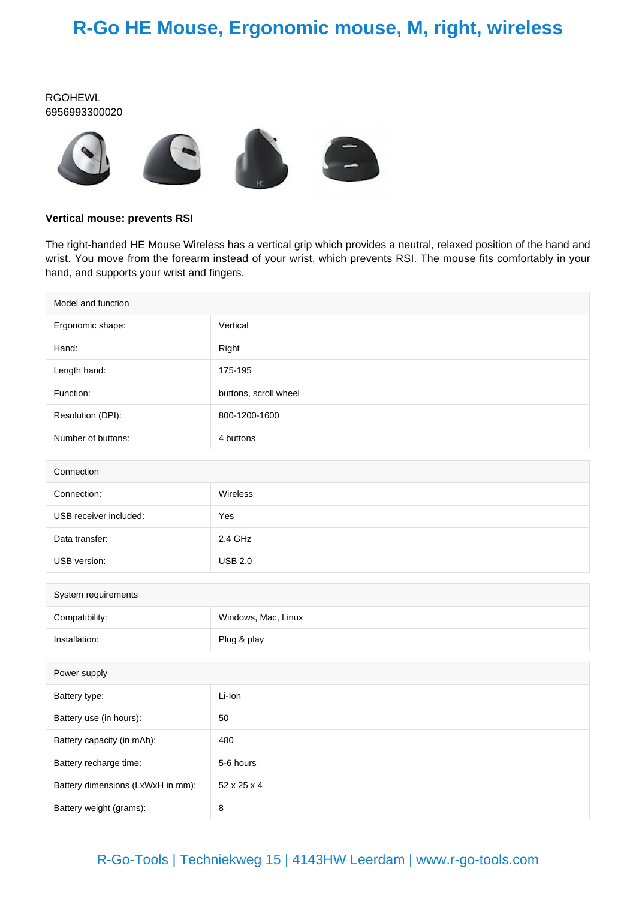# R-Go HE Mouse, Ergonomic mouse, M, right, wireless

RGOHEWL
6956993300020

**Vertical mouse: prevents RSI**

The right-handed HE Mouse Wireless has a vertical grip which provides a neutral, relaxed position of the hand and wrist. You move from the forearm instead of your wrist, which prevents RSI. The mouse fits comfortably in your hand, and supports your wrist and fingers.

| Model and function | |
|---|---|
| Ergonomic shape: | Vertical |
| Hand: | Right |
| Length hand: | 175-195 |
| Function: | buttons, scroll wheel |
| Resolution (DPI): | 800-1200-1600 |
| Number of buttons: | 4 buttons |

| Connection | |
|---|---|
| Connection: | Wireless |
| USB receiver included: | Yes |
| Data transfer: | 2.4 GHz |
| USB version: | USB 2.0 |

| System requirements | |
|---|---|
| Compatibility: | Windows, Mac, Linux |
| Installation: | Plug & play |

| Power supply | |
|---|---|
| Battery type: | Li-Ion |
| Battery use (in hours): | 50 |
| Battery capacity (in mAh): | 480 |
| Battery recharge time: | 5-6 hours |
| Battery dimensions (LxWxH in mm): | 52 x 25 x 4 |
| Battery weight (grams): | 8 |

R-Go-Tools | Techniekweg 15 | 4143HW Leerdam | www.r-go-tools.com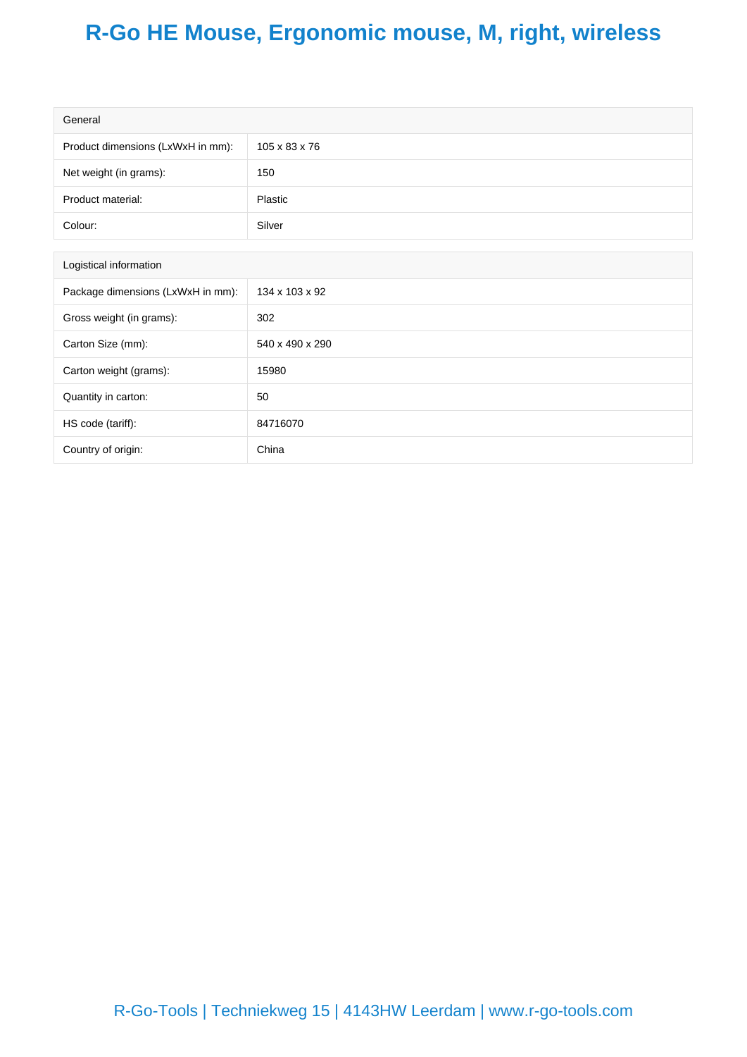# R-Go HE Mouse, Ergonomic mouse, M, right, wireless

| General | |
|---|---|
| Product dimensions (LxWxH in mm): | 105 x 83 x 76 |
| Net weight (in grams): | 150 |
| Product material: | Plastic |
| Colour: | Silver |

| Logistical information | |
|---|---|
| Package dimensions (LxWxH in mm): | 134 x 103 x 92 |
| Gross weight (in grams): | 302 |
| Carton Size (mm): | 540 x 490 x 290 |
| Carton weight (grams): | 15980 |
| Quantity in carton: | 50 |
| HS code (tariff): | 84716070 |
| Country of origin: | China |